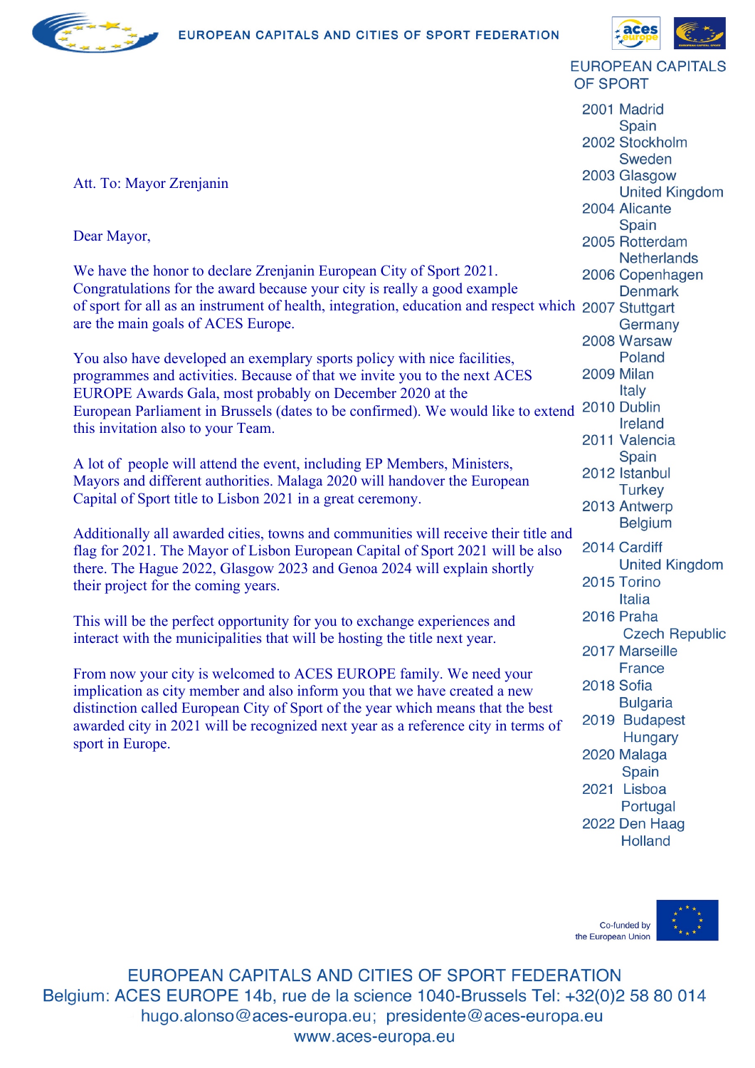EUROPEAN CAPITALS AND CITIES OF SPORT FEDERATION

EUROPEAN CAPITALS OF SPORT

2001 Madrid Spain
2002 Stockholm Sweden
2003 Glasgow United Kingdom
2004 Alicante Spain
2005 Rotterdam Netherlands
2006 Copenhagen Denmark
2007 Stuttgart Germany
2008 Warsaw Poland
2009 Milan Italy
2010 Dublin Ireland
2011 Valencia Spain
2012 Istanbul Turkey
2013 Antwerp Belgium
2014 Cardiff United Kingdom
2015 Torino Italia
2016 Praha Czech Republic
2017 Marseille France
2018 Sofia Bulgaria
2019 Budapest Hungary
2020 Malaga Spain
2021 Lisboa Portugal
2022 Den Haag Holland

Att. To: Mayor Zrenjanin

Dear Mayor,

We have the honor to declare Zrenjanin European City of Sport 2021. Congratulations for the award because your city is really a good example of sport for all as an instrument of health, integration, education and respect which are the main goals of ACES Europe.

You also have developed an exemplary sports policy with nice facilities, programmes and activities. Because of that we invite you to the next ACES EUROPE Awards Gala, most probably on December 2020 at the European Parliament in Brussels (dates to be confirmed). We would like to extend this invitation also to your Team.

A lot of people will attend the event, including EP Members, Ministers, Mayors and different authorities. Malaga 2020 will handover the European Capital of Sport title to Lisbon 2021 in a great ceremony.

Additionally all awarded cities, towns and communities will receive their title and flag for 2021. The Mayor of Lisbon European Capital of Sport 2021 will be also there. The Hague 2022, Glasgow 2023 and Genoa 2024 will explain shortly their project for the coming years.

This will be the perfect opportunity for you to exchange experiences and interact with the municipalities that will be hosting the title next year.

From now your city is welcomed to ACES EUROPE family. We need your implication as city member and also inform you that we have created a new distinction called European City of Sport of the year which means that the best awarded city in 2021 will be recognized next year as a reference city in terms of sport in Europe.

Co-funded by the European Union

EUROPEAN CAPITALS AND CITIES OF SPORT FEDERATION
Belgium: ACES EUROPE 14b, rue de la science 1040-Brussels Tel: +32(0)2 58 80 014
hugo.alonso@aces-europa.eu; presidente@aces-europa.eu
www.aces-europa.eu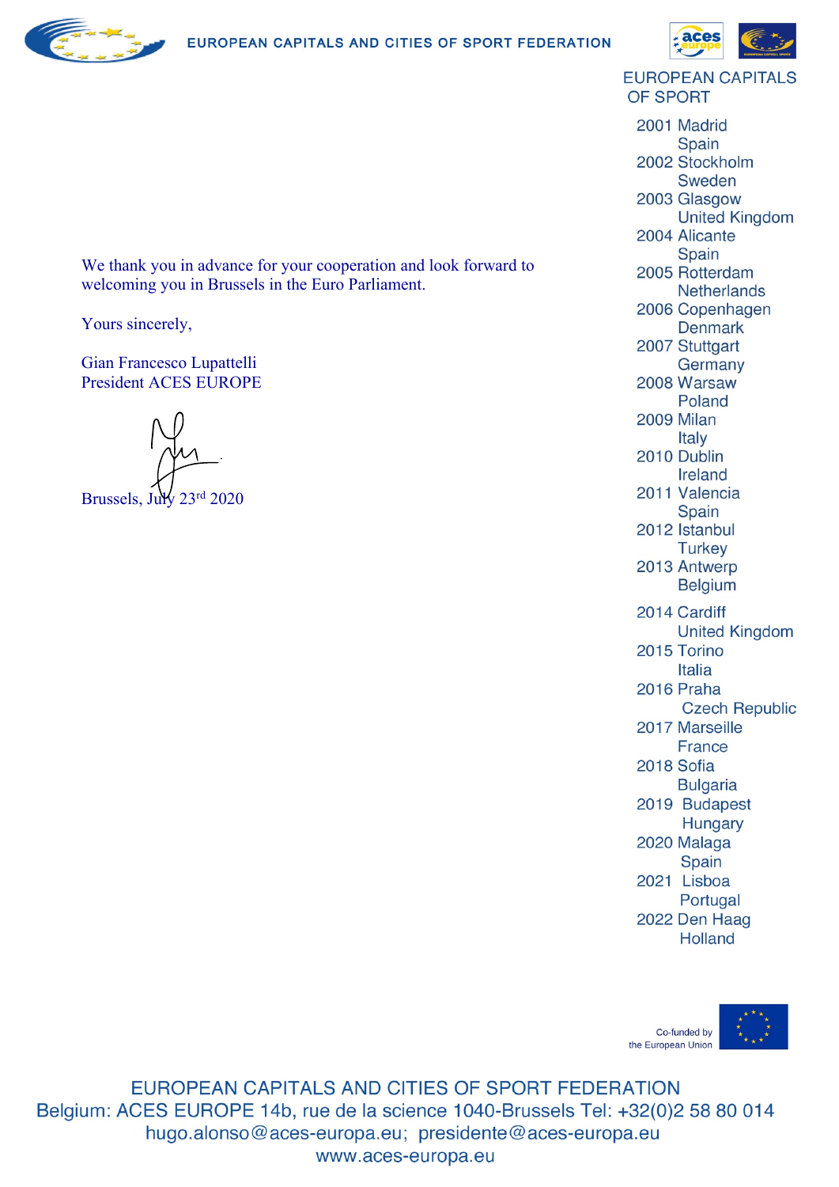EUROPEAN CAPITALS AND CITIES OF SPORT FEDERATION

EUROPEAN CAPITALS OF SPORT

2001 Madrid Spain
2002 Stockholm Sweden
2003 Glasgow United Kingdom
2004 Alicante Spain
2005 Rotterdam Netherlands
2006 Copenhagen Denmark
2007 Stuttgart Germany
2008 Warsaw Poland
2009 Milan Italy
2010 Dublin Ireland
2011 Valencia Spain
2012 Istanbul Turkey
2013 Antwerp Belgium
2014 Cardiff United Kingdom
2015 Torino Italia
2016 Praha Czech Republic
2017 Marseille France
2018 Sofia Bulgaria
2019 Budapest Hungary
2020 Malaga Spain
2021 Lisboa Portugal
2022 Den Haag Holland

We thank you in advance for your cooperation and look forward to welcoming you in Brussels in the Euro Parliament.

Yours sincerely,

Gian Francesco Lupattelli
President ACES EUROPE

Brussels, July 23rd 2020

Co-funded by the European Union

EUROPEAN CAPITALS AND CITIES OF SPORT FEDERATION
Belgium: ACES EUROPE 14b, rue de la science 1040-Brussels Tel: +32(0)2 58 80 014
hugo.alonso@aces-europa.eu; presidente@aces-europa.eu
www.aces-europa.eu